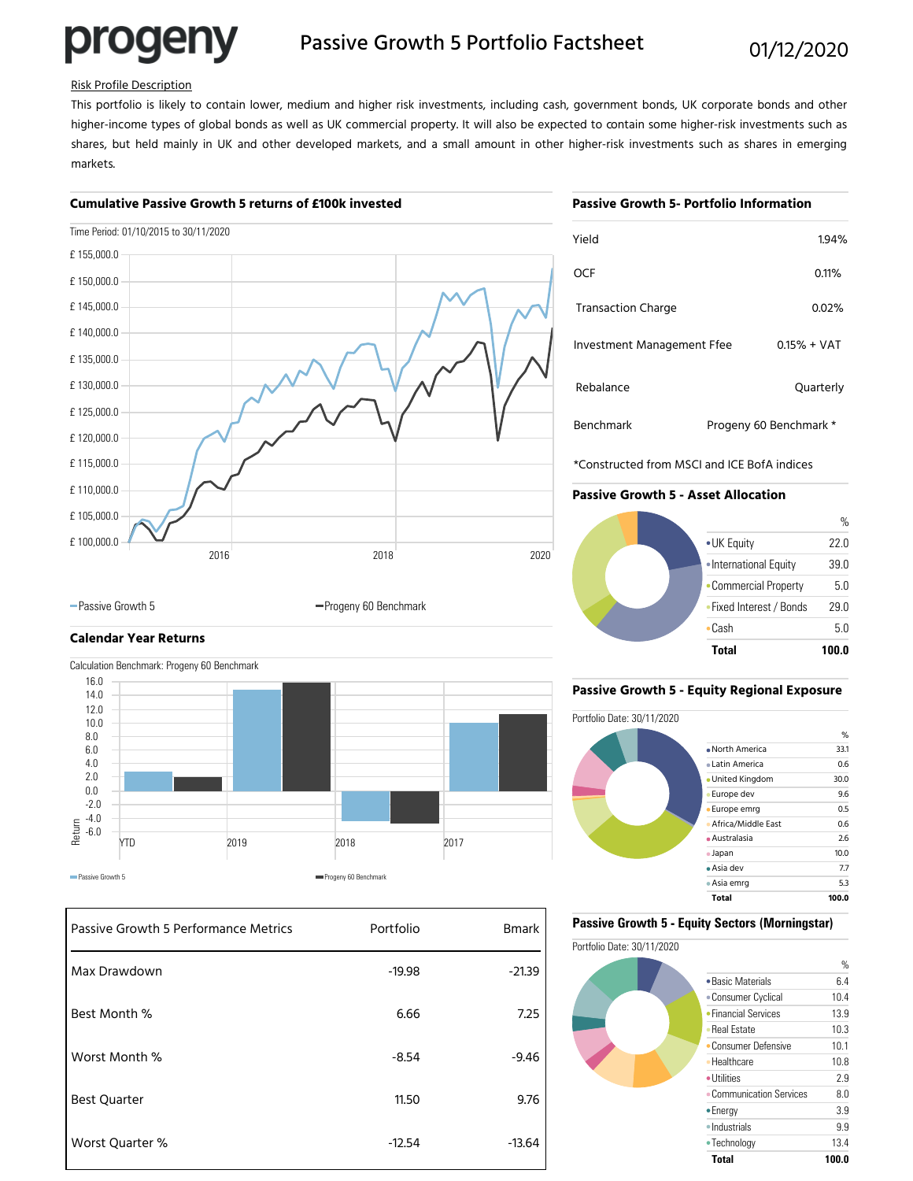progeny

# Passive Growth 5 Portfolio Factsheet

01/12/2020

Risk Profile Description

This portfolio is likely to contain lower, medium and higher risk investments, including cash, government bonds, UK corporate bonds and other higher-income types of global bonds as well as UK commercial property. It will also be expected to contain some higher-risk investments such as shares, but held mainly in UK and other developed markets, and a small amount in other higher-risk investments such as shares in emerging markets.

## Cumulative Passive Growth 5 returns of £100k invested

Time Period: 01/10/2015 to 30/11/2020

£ 155,000.0
£ 150,000.0
£ 145,000.0
£ 140,000.0
£ 135,000.0
£ 130,000.0
£ 125,000.0
£ 120,000.0
£ 115,000.0
£ 110,000.0
£ 105,000.0
£ 100,000.0

2016 2018 2020

Passive Growth 5 — Progeny 60 Benchmark

## Calendar Year Returns

Calculation Benchmark: Progeny 60 Benchmark

Return

YTD 2019 2018 2017

Passive Growth 5 — Progeny 60 Benchmark

| Passive Growth 5 Performance Metrics | Portfolio | Bmark |
|---|---|---|
| Max Drawdown | -19.98 | -21.39 |
| Best Month % | 6.66 | 7.25 |
| Worst Month % | -8.54 | -9.46 |
| Best Quarter | 11.50 | 9.76 |
| Worst Quarter % | -12.54 | -13.64 |

## Passive Growth 5- Portfolio Information

| | |
|---|---|
| Yield | 1.94% |
| OCF | 0.11% |
| Transaction Charge | 0.02% |
| Investment Management Ffee | 0.15% + VAT |
| Rebalance | Quarterly |
| Benchmark | Progeny 60 Benchmark * |

*Constructed from MSCI and ICE BofA indices

## Passive Growth 5 - Asset Allocation

| | % |
|---|---|
| UK Equity | 22.0 |
| International Equity | 39.0 |
| Commercial Property | 5.0 |
| Fixed Interest / Bonds | 29.0 |
| Cash | 5.0 |
| **Total** | **100.0** |

## Passive Growth 5 - Equity Regional Exposure

Portfolio Date: 30/11/2020

| | % |
|---|---|
| North America | 33.1 |
| Latin America | 0.6 |
| United Kingdom | 30.0 |
| Europe dev | 9.6 |
| Europe emrg | 0.5 |
| Africa/Middle East | 0.6 |
| Australasia | 2.6 |
| Japan | 10.0 |
| Asia dev | 7.7 |
| Asia emrg | 5.3 |
| **Total** | **100.0** |

## Passive Growth 5 - Equity Sectors (Morningstar)

Portfolio Date: 30/11/2020

| | % |
|---|---|
| Basic Materials | 6.4 |
| Consumer Cyclical | 10.4 |
| Financial Services | 13.9 |
| Real Estate | 10.3 |
| Consumer Defensive | 10.1 |
| Healthcare | 10.8 |
| Utilities | 2.9 |
| Communication Services | 8.0 |
| Energy | 3.9 |
| Industrials | 9.9 |
| Technology | 13.4 |
| **Total** | **100.0** |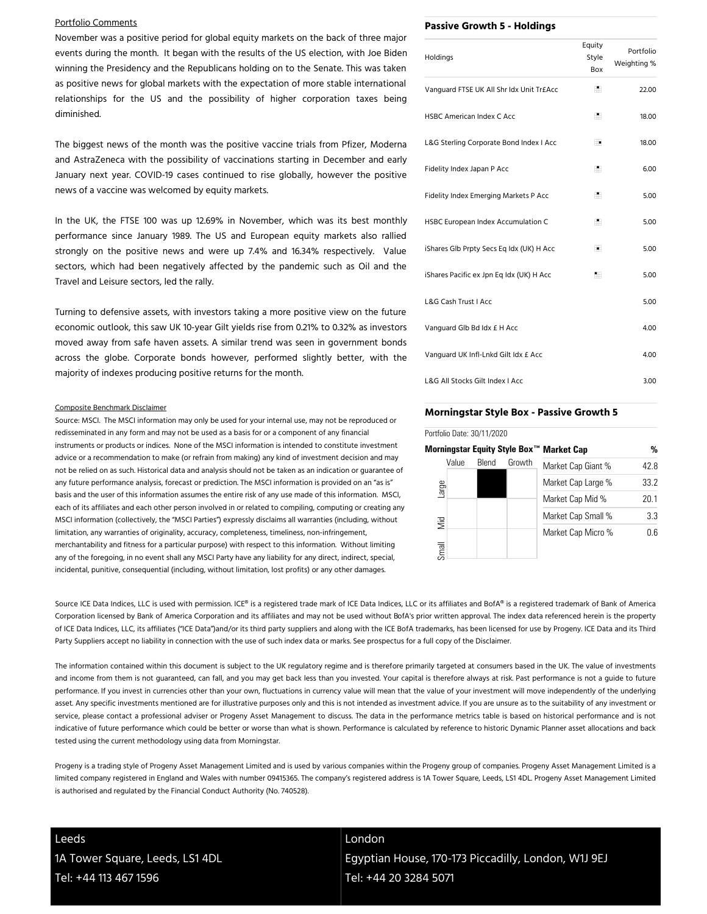Portfolio Comments

November was a positive period for global equity markets on the back of three major events during the month. It began with the results of the US election, with Joe Biden winning the Presidency and the Republicans holding on to the Senate. This was taken as positive news for global markets with the expectation of more stable international relationships for the US and the possibility of higher corporation taxes being diminished.

The biggest news of the month was the positive vaccine trials from Pfizer, Moderna and AstraZeneca with the possibility of vaccinations starting in December and early January next year. COVID-19 cases continued to rise globally, however the positive news of a vaccine was welcomed by equity markets.

In the UK, the FTSE 100 was up 12.69% in November, which was its best monthly performance since January 1989. The US and European equity markets also rallied strongly on the positive news and were up 7.4% and 16.34% respectively. Value sectors, which had been negatively affected by the pandemic such as Oil and the Travel and Leisure sectors, led the rally.

Turning to defensive assets, with investors taking a more positive view on the future economic outlook, this saw UK 10-year Gilt yields rise from 0.21% to 0.32% as investors moved away from safe haven assets. A similar trend was seen in government bonds across the globe. Corporate bonds however, performed slightly better, with the majority of indexes producing positive returns for the month.

## Passive Growth 5 - Holdings

| Holdings | Equity Style Box | Portfolio Weighting % |
|---|---|---|
| Vanguard FTSE UK All Shr Idx Unit Tr£Acc | | 22.00 |
| HSBC American Index C Acc | | 18.00 |
| L&G Sterling Corporate Bond Index I Acc | | 18.00 |
| Fidelity Index Japan P Acc | | 6.00 |
| Fidelity Index Emerging Markets P Acc | | 5.00 |
| HSBC European Index Accumulation C | | 5.00 |
| iShares Glb Prpty Secs Eq Idx (UK) H Acc | | 5.00 |
| iShares Pacific ex Jpn Eq Idx (UK) H Acc | | 5.00 |
| L&G Cash Trust I Acc | | 5.00 |
| Vanguard Glb Bd Idx £ H Acc | | 4.00 |
| Vanguard UK Infl-Lnkd Gilt Idx £ Acc | | 4.00 |
| L&G All Stocks Gilt Index I Acc | | 3.00 |

## Morningstar Style Box - Passive Growth 5

Portfolio Date: 30/11/2020

Morningstar Equity Style Box™

Value Blend Growth

Large Mid Small

| Market Cap | % |
|---|---|
| Market Cap Giant % | 42.8 |
| Market Cap Large % | 33.2 |
| Market Cap Mid % | 20.1 |
| Market Cap Small % | 3.3 |
| Market Cap Micro % | 0.6 |

Composite Benchmark Disclaimer

Source: MSCI. The MSCI information may only be used for your internal use, may not be reproduced or redisseminated in any form and may not be used as a basis for or a component of any financial instruments or products or indices. None of the MSCI information is intended to constitute investment advice or a recommendation to make (or refrain from making) any kind of investment decision and may not be relied on as such. Historical data and analysis should not be taken as an indication or guarantee of any future performance analysis, forecast or prediction. The MSCI information is provided on an "as is" basis and the user of this information assumes the entire risk of any use made of this information. MSCI, each of its affiliates and each other person involved in or related to compiling, computing or creating any MSCI information (collectively, the "MSCI Parties") expressly disclaims all warranties (including, without limitation, any warranties of originality, accuracy, completeness, timeliness, non-infringement, merchantability and fitness for a particular purpose) with respect to this information. Without limiting any of the foregoing, in no event shall any MSCI Party have any liability for any direct, indirect, special, incidental, punitive, consequential (including, without limitation, lost profits) or any other damages.

Source ICE Data Indices, LLC is used with permission. ICE® is a registered trade mark of ICE Data Indices, LLC or its affiliates and BofA® is a registered trademark of Bank of America Corporation licensed by Bank of America Corporation and its affiliates and may not be used without BofA's prior written approval. The index data referenced herein is the property of ICE Data Indices, LLC, its affiliates ("ICE Data")and/or its third party suppliers and along with the ICE BofA trademarks, has been licensed for use by Progeny. ICE Data and its Third Party Suppliers accept no liability in connection with the use of such index data or marks. See prospectus for a full copy of the Disclaimer.

The information contained within this document is subject to the UK regulatory regime and is therefore primarily targeted at consumers based in the UK. The value of investments and income from them is not guaranteed, can fall, and you may get back less than you invested. Your capital is therefore always at risk. Past performance is not a guide to future performance. If you invest in currencies other than your own, fluctuations in currency value will mean that the value of your investment will move independently of the underlying asset. Any specific investments mentioned are for illustrative purposes only and this is not intended as investment advice. If you are unsure as to the suitability of any investment or service, please contact a professional adviser or Progeny Asset Management to discuss. The data in the performance metrics table is based on historical performance and is not indicative of future performance which could be better or worse than what is shown. Performance is calculated by reference to historic Dynamic Planner asset allocations and back tested using the current methodology using data from Morningstar.

Progeny is a trading style of Progeny Asset Management Limited and is used by various companies within the Progeny group of companies. Progeny Asset Management Limited is a limited company registered in England and Wales with number 09415365. The company's registered address is 1A Tower Square, Leeds, LS1 4DL. Progeny Asset Management Limited is authorised and regulated by the Financial Conduct Authority (No. 740528).

Leeds
1A Tower Square, Leeds, LS1 4DL
Tel: +44 113 467 1596

London
Egyptian House, 170-173 Piccadilly, London, W1J 9EJ
Tel: +44 20 3284 5071